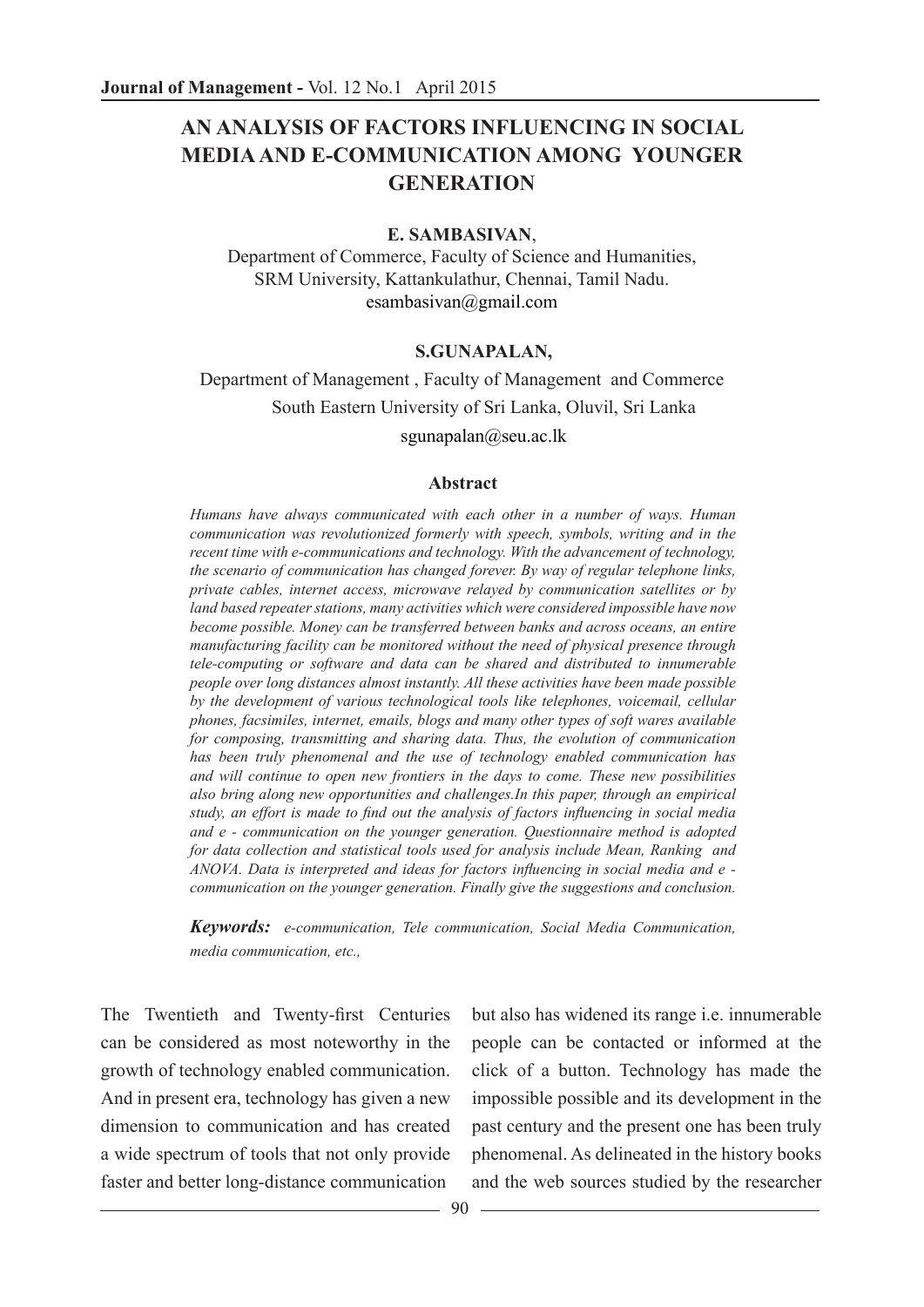# AN ANALYSIS OF FACTORS INFLUENCING IN SOCIAL MEDIA AND E-COMMUNICATION AMONG YOUNGER GENERATION

**E. SAMBASIVAN**,

Department of Commerce, Faculty of Science and Humanities,
SRM University, Kattankulathur, Chennai, Tamil Nadu.
esambasivan@gmail.com

**S.GUNAPALAN,**

Department of Management , Faculty of Management and Commerce
South Eastern University of Sri Lanka, Oluvil, Sri Lanka
sgunapalan@seu.ac.lk

## Abstract

*Humans have always communicated with each other in a number of ways. Human communication was revolutionized formerly with speech, symbols, writing and in the recent time with e-communications and technology. With the advancement of technology, the scenario of communication has changed forever. By way of regular telephone links, private cables, internet access, microwave relayed by communication satellites or by land based repeater stations, many activities which were considered impossible have now become possible. Money can be transferred between banks and across oceans, an entire manufacturing facility can be monitored without the need of physical presence through tele-computing or software and data can be shared and distributed to innumerable people over long distances almost instantly. All these activities have been made possible by the development of various technological tools like telephones, voicemail, cellular phones, facsimiles, internet, emails, blogs and many other types of soft wares available for composing, transmitting and sharing data. Thus, the evolution of communication has been truly phenomenal and the use of technology enabled communication has and will continue to open new frontiers in the days to come. These new possibilities also bring along new opportunities and challenges.In this paper, through an empirical study, an effort is made to find out the analysis of factors influencing in social media and e - communication on the younger generation. Questionnaire method is adopted for data collection and statistical tools used for analysis include Mean, Ranking and ANOVA. Data is interpreted and ideas for factors influencing in social media and e - communication on the younger generation. Finally give the suggestions and conclusion.*

***Keywords:*** *e-communication, Tele communication, Social Media Communication, media communication, etc.,*

The Twentieth and Twenty-first Centuries can be considered as most noteworthy in the growth of technology enabled communication. And in present era, technology has given a new dimension to communication and has created a wide spectrum of tools that not only provide faster and better long-distance communication but also has widened its range i.e. innumerable people can be contacted or informed at the click of a button. Technology has made the impossible possible and its development in the past century and the present one has been truly phenomenal. As delineated in the history books and the web sources studied by the researcher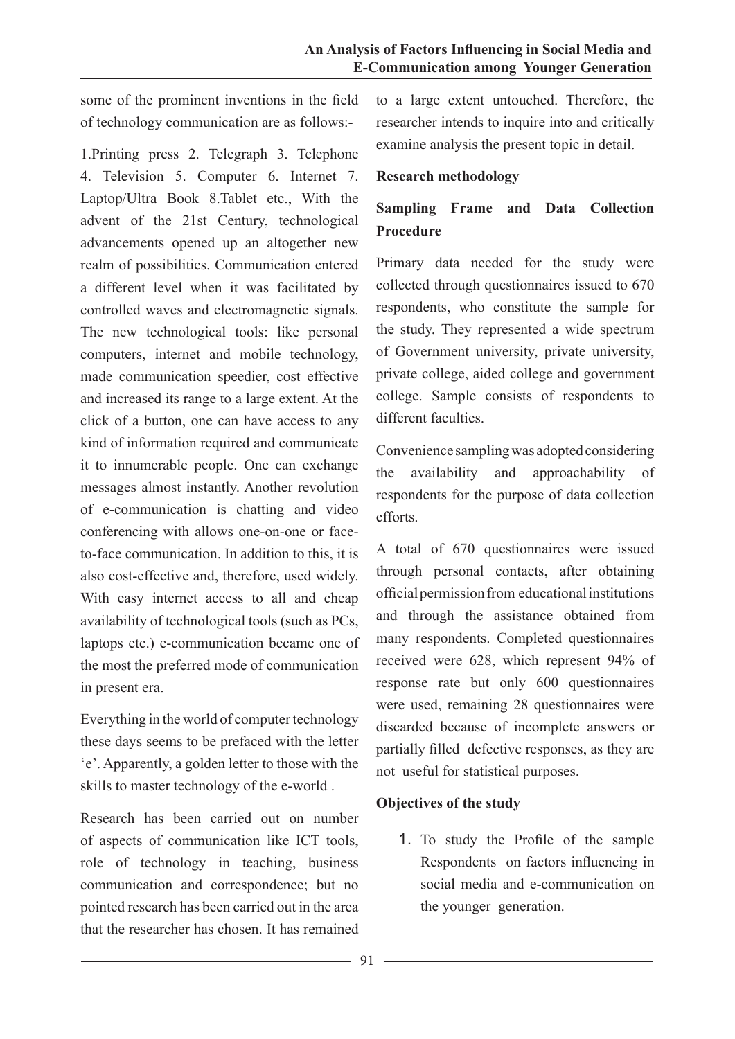some of the prominent inventions in the field of technology communication are as follows:-

1.Printing press 2. Telegraph 3. Telephone 4. Television 5. Computer 6. Internet 7. Laptop/Ultra Book 8.Tablet etc., With the advent of the 21st Century, technological advancements opened up an altogether new realm of possibilities. Communication entered a different level when it was facilitated by controlled waves and electromagnetic signals. The new technological tools: like personal computers, internet and mobile technology, made communication speedier, cost effective and increased its range to a large extent. At the click of a button, one can have access to any kind of information required and communicate it to innumerable people. One can exchange messages almost instantly. Another revolution of e-communication is chatting and video conferencing with allows one-on-one or face-to-face communication. In addition to this, it is also cost-effective and, therefore, used widely. With easy internet access to all and cheap availability of technological tools (such as PCs, laptops etc.) e-communication became one of the most the preferred mode of communication in present era.

Everything in the world of computer technology these days seems to be prefaced with the letter 'e'. Apparently, a golden letter to those with the skills to master technology of the e-world .

Research has been carried out on number of aspects of communication like ICT tools, role of technology in teaching, business communication and correspondence; but no pointed research has been carried out in the area that the researcher has chosen. It has remained to a large extent untouched. Therefore, the researcher intends to inquire into and critically examine analysis the present topic in detail.

## Research methodology

### Sampling Frame and Data Collection Procedure

Primary data needed for the study were collected through questionnaires issued to 670 respondents, who constitute the sample for the study. They represented a wide spectrum of Government university, private university, private college, aided college and government college. Sample consists of respondents to different faculties.

Convenience sampling was adopted considering the availability and approachability of respondents for the purpose of data collection efforts.

A total of 670 questionnaires were issued through personal contacts, after obtaining official permission from educational institutions and through the assistance obtained from many respondents. Completed questionnaires received were 628, which represent 94% of response rate but only 600 questionnaires were used, remaining 28 questionnaires were discarded because of incomplete answers or partially filled defective responses, as they are not useful for statistical purposes.

## Objectives of the study

1. To study the Profile of the sample Respondents on factors influencing in social media and e-communication on the younger generation.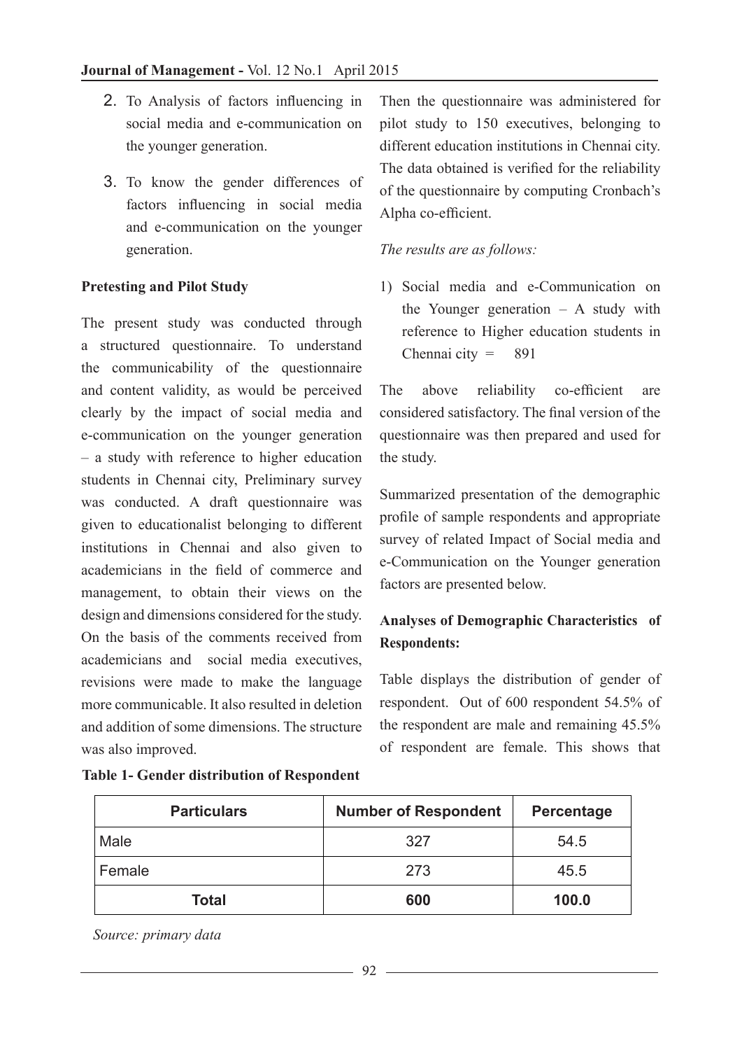2. To Analysis of factors influencing in social media and e-communication on the younger generation.

3. To know the gender differences of factors influencing in social media and e-communication on the younger generation.

**Pretesting and Pilot Study**

The present study was conducted through a structured questionnaire. To understand the communicability of the questionnaire and content validity, as would be perceived clearly by the impact of social media and e-communication on the younger generation – a study with reference to higher education students in Chennai city, Preliminary survey was conducted. A draft questionnaire was given to educationalist belonging to different institutions in Chennai and also given to academicians in the field of commerce and management, to obtain their views on the design and dimensions considered for the study. On the basis of the comments received from academicians and social media executives, revisions were made to make the language more communicable. It also resulted in deletion and addition of some dimensions. The structure was also improved.

Then the questionnaire was administered for pilot study to 150 executives, belonging to different education institutions in Chennai city. The data obtained is verified for the reliability of the questionnaire by computing Cronbach's Alpha co-efficient.

*The results are as follows:*

1) Social media and e-Communication on the Younger generation – A study with reference to Higher education students in Chennai city = 891

The above reliability co-efficient are considered satisfactory. The final version of the questionnaire was then prepared and used for the study.

Summarized presentation of the demographic profile of sample respondents and appropriate survey of related Impact of Social media and e-Communication on the Younger generation factors are presented below.

**Analyses of Demographic Characteristics of Respondents:**

Table displays the distribution of gender of respondent. Out of 600 respondent 54.5% of the respondent are male and remaining 45.5% of respondent are female. This shows that

**Table 1- Gender distribution of Respondent**

| Particulars | Number of Respondent | Percentage |
|---|---|---|
| Male | 327 | 54.5 |
| Female | 273 | 45.5 |
| **Total** | **600** | **100.0** |

*Source: primary data*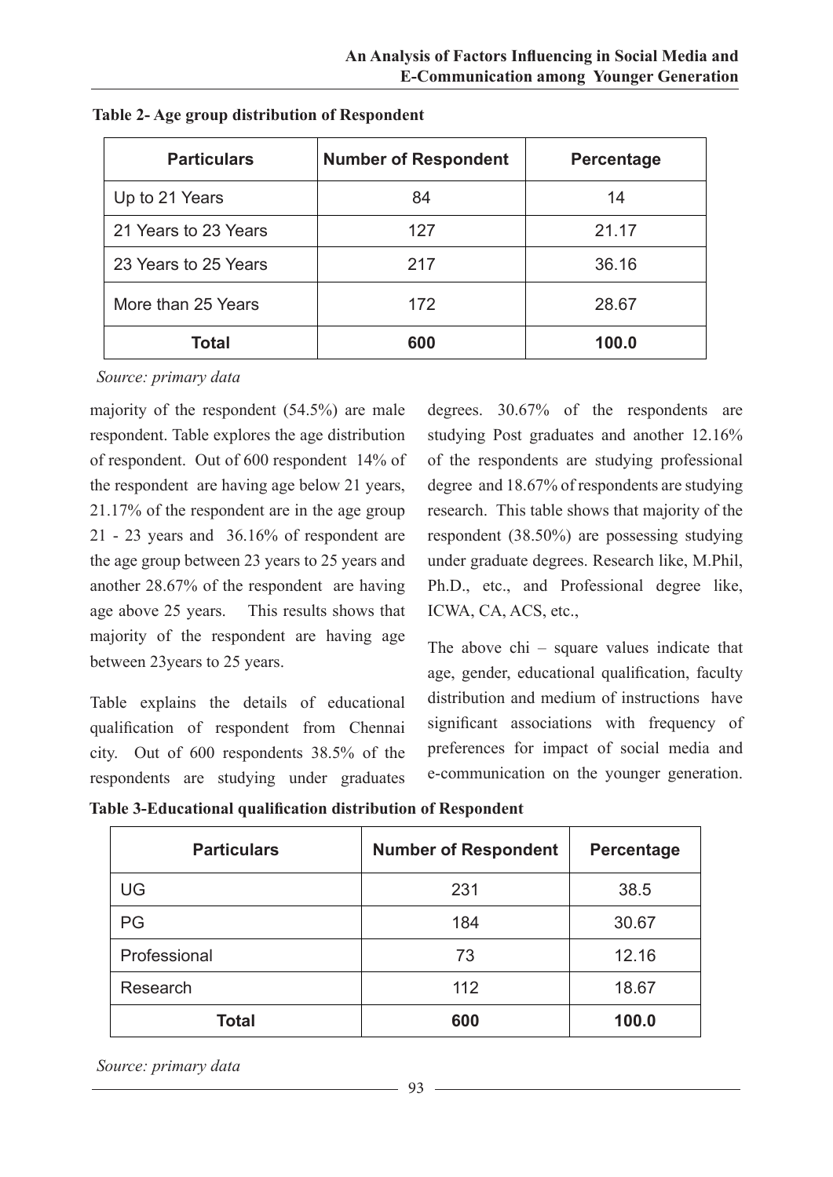**Table 2- Age group distribution of Respondent**

| Particulars | Number of Respondent | Percentage |
|---|---|---|
| Up to 21 Years | 84 | 14 |
| 21 Years to 23 Years | 127 | 21.17 |
| 23 Years to 25 Years | 217 | 36.16 |
| More than 25 Years | 172 | 28.67 |
| **Total** | **600** | **100.0** |

*Source: primary data*

majority of the respondent (54.5%) are male respondent. Table explores the age distribution of respondent. Out of 600 respondent 14% of the respondent are having age below 21 years, 21.17% of the respondent are in the age group 21 - 23 years and 36.16% of respondent are the age group between 23 years to 25 years and another 28.67% of the respondent are having age above 25 years. This results shows that majority of the respondent are having age between 23years to 25 years.

Table explains the details of educational qualification of respondent from Chennai city. Out of 600 respondents 38.5% of the respondents are studying under graduates degrees. 30.67% of the respondents are studying Post graduates and another 12.16% of the respondents are studying professional degree and 18.67% of respondents are studying research. This table shows that majority of the respondent (38.50%) are possessing studying under graduate degrees. Research like, M.Phil, Ph.D., etc., and Professional degree like, ICWA, CA, ACS, etc.,

The above chi – square values indicate that age, gender, educational qualification, faculty distribution and medium of instructions have significant associations with frequency of preferences for impact of social media and e-communication on the younger generation.

**Table 3-Educational qualification distribution of Respondent**

| Particulars | Number of Respondent | Percentage |
|---|---|---|
| UG | 231 | 38.5 |
| PG | 184 | 30.67 |
| Professional | 73 | 12.16 |
| Research | 112 | 18.67 |
| **Total** | **600** | **100.0** |

*Source: primary data*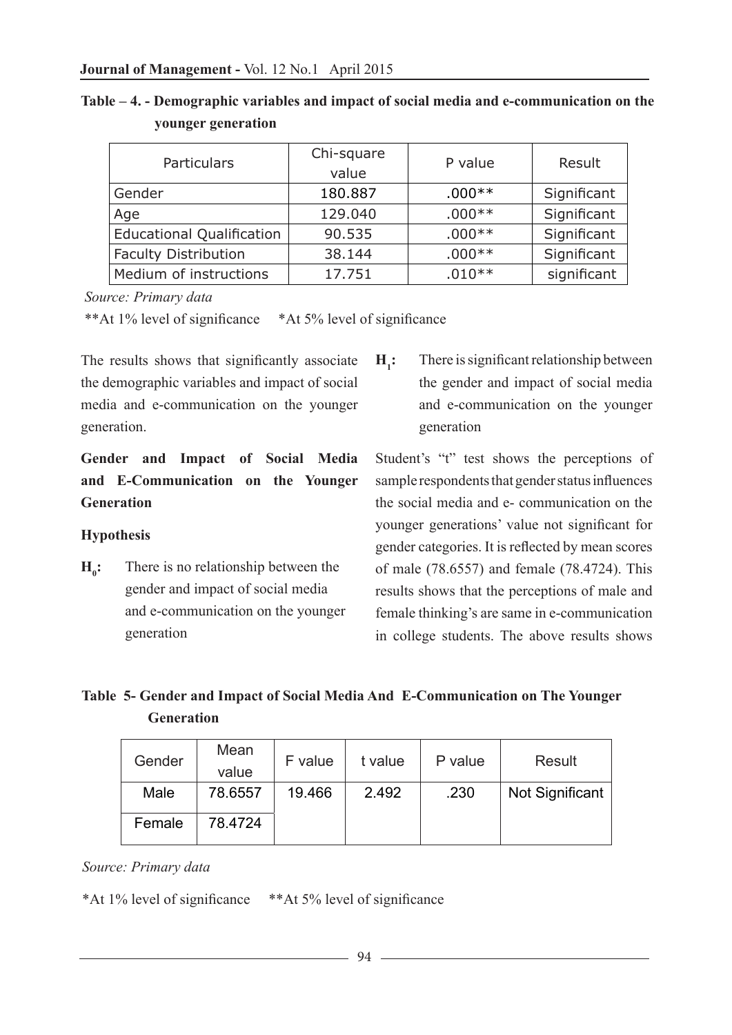**Table – 4. - Demographic variables and impact of social media and e-communication on the younger generation**

| Particulars | Chi-square value | P value | Result |
|---|---|---|---|
| Gender | 180.887 | .000** | Significant |
| Age | 129.040 | .000** | Significant |
| Educational Qualification | 90.535 | .000** | Significant |
| Faculty Distribution | 38.144 | .000** | Significant |
| Medium of instructions | 17.751 | .010** | significant |

*Source: Primary data*

**At 1% level of significance   *At 5% level of significance

The results shows that significantly associate the demographic variables and impact of social media and e-communication on the younger generation.

**Gender and Impact of Social Media and E-Communication on the Younger Generation**

**Hypothesis**

**$H_0$:** There is no relationship between the gender and impact of social media and e-communication on the younger generation

**$H_1$:** There is significant relationship between the gender and impact of social media and e-communication on the younger generation

Student's "t" test shows the perceptions of sample respondents that gender status influences the social media and e- communication on the younger generations' value not significant for gender categories. It is reflected by mean scores of male (78.6557) and female (78.4724). This results shows that the perceptions of male and female thinking's are same in e-communication in college students. The above results shows

**Table 5- Gender and Impact of Social Media And E-Communication on The Younger Generation**

| Gender | Mean value | F value | t value | P value | Result |
|---|---|---|---|---|---|
| Male | 78.6557 | 19.466 | 2.492 | .230 | Not Significant |
| Female | 78.4724 | | | | |

*Source: Primary data*

*At 1% level of significance   **At 5% level of significance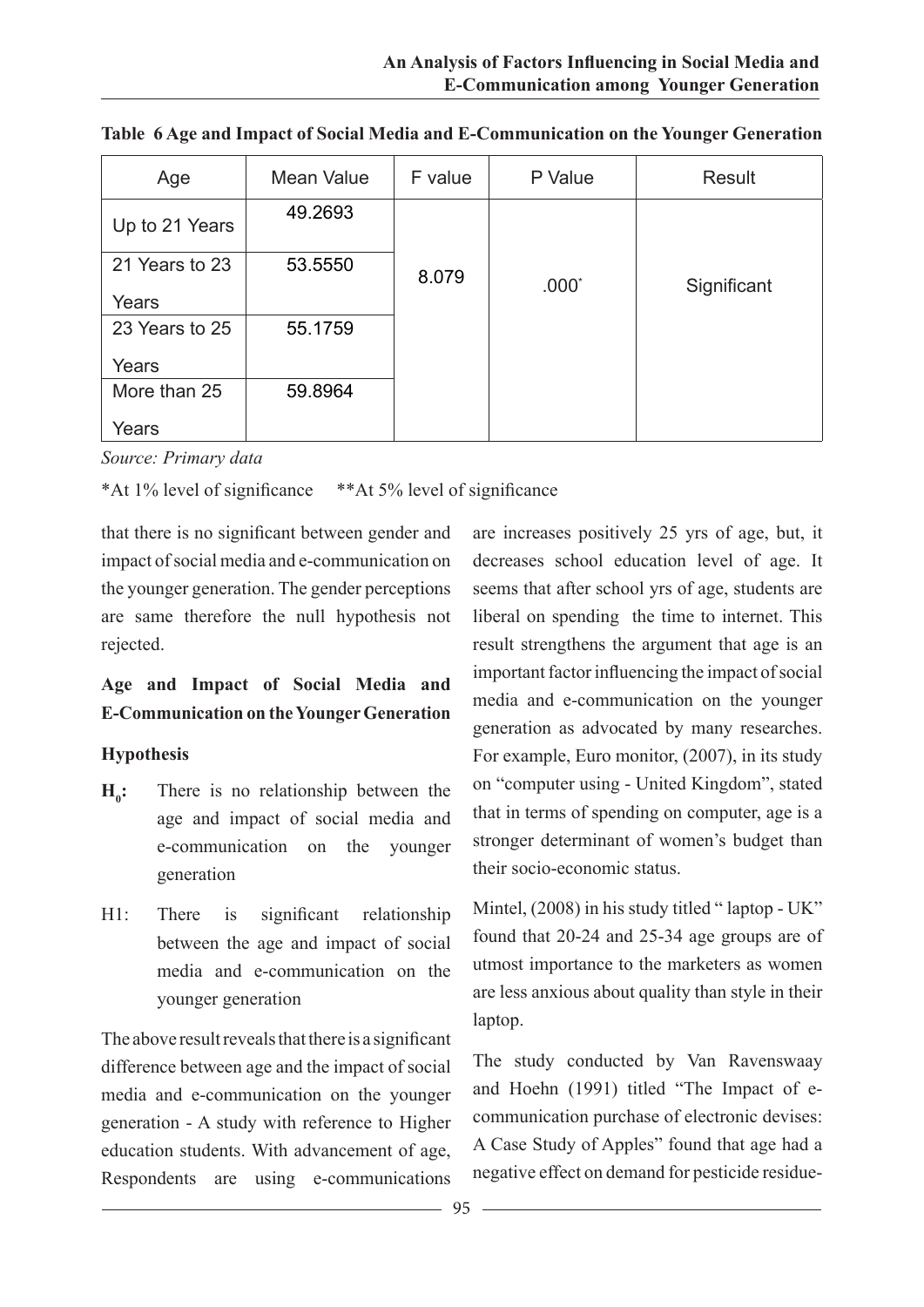**Table 6 Age and Impact of Social Media and E-Communication on the Younger Generation**

| Age | Mean Value | F value | P Value | Result |
|---|---|---|---|---|
| Up to 21 Years | 49.2693 | 8.079 | .000* | Significant |
| 21 Years to 23 Years | 53.5550 | | | |
| 23 Years to 25 Years | 55.1759 | | | |
| More than 25 Years | 59.8964 | | | |

*Source: Primary data*

*At 1% level of significance **At 5% level of significance

that there is no significant between gender and impact of social media and e-communication on the younger generation. The gender perceptions are same therefore the null hypothesis not rejected.

**Age and Impact of Social Media and E-Communication on the Younger Generation**

**Hypothesis**

**$H_0$:** There is no relationship between the age and impact of social media and e-communication on the younger generation

H1: There is significant relationship between the age and impact of social media and e-communication on the younger generation

The above result reveals that there is a significant difference between age and the impact of social media and e-communication on the younger generation - A study with reference to Higher education students. With advancement of age, Respondents are using e-communications are increases positively 25 yrs of age, but, it decreases school education level of age. It seems that after school yrs of age, students are liberal on spending the time to internet. This result strengthens the argument that age is an important factor influencing the impact of social media and e-communication on the younger generation as advocated by many researches. For example, Euro monitor, (2007), in its study on "computer using - United Kingdom", stated that in terms of spending on computer, age is a stronger determinant of women's budget than their socio-economic status.

Mintel, (2008) in his study titled " laptop - UK" found that 20-24 and 25-34 age groups are of utmost importance to the marketers as women are less anxious about quality than style in their laptop.

The study conducted by Van Ravenswaay and Hoehn (1991) titled "The Impact of e-communication purchase of electronic devises: A Case Study of Apples" found that age had a negative effect on demand for pesticide residue-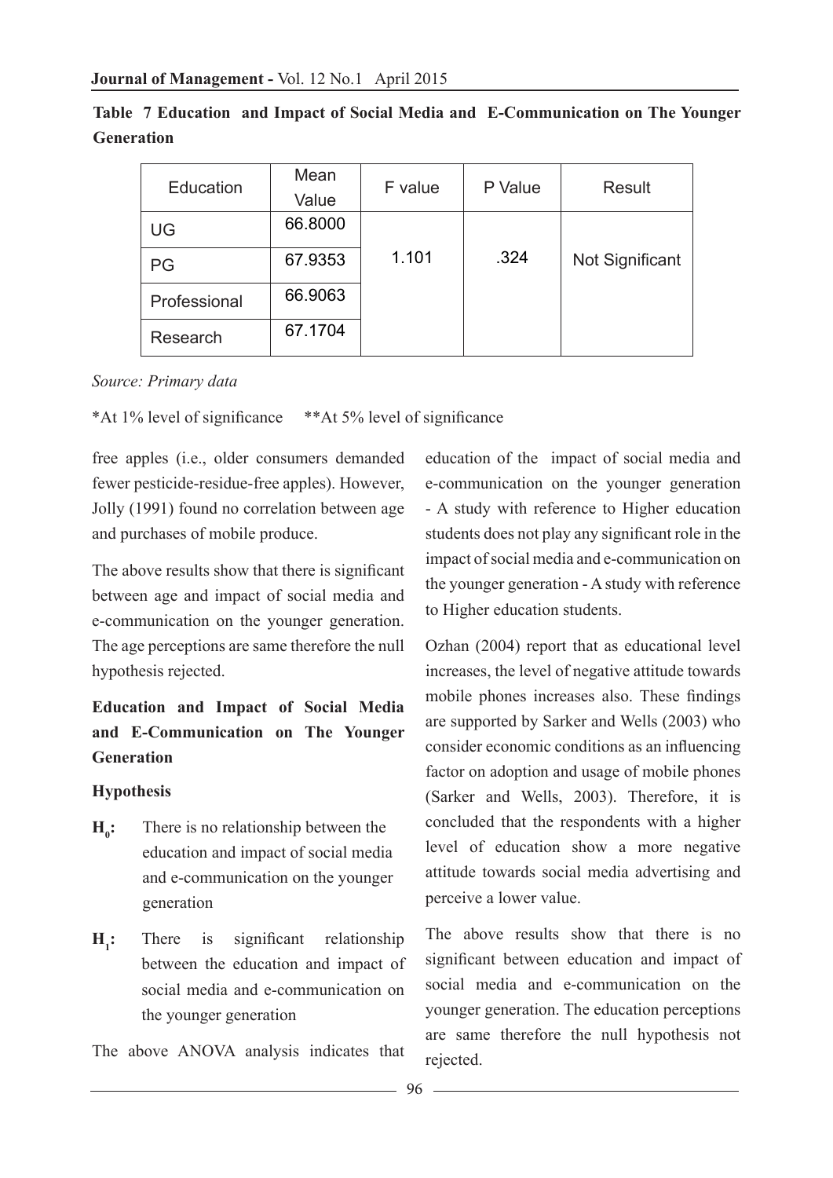**Table 7 Education and Impact of Social Media and E-Communication on The Younger Generation**

| Education | Mean Value | F value | P Value | Result |
|---|---|---|---|---|
| UG | 66.8000 | 1.101 | .324 | Not Significant |
| PG | 67.9353 | | | |
| Professional | 66.9063 | | | |
| Research | 67.1704 | | | |

*Source: Primary data*

*At 1% level of significance  **At 5% level of significance

free apples (i.e., older consumers demanded fewer pesticide-residue-free apples). However, Jolly (1991) found no correlation between age and purchases of mobile produce.

The above results show that there is significant between age and impact of social media and e-communication on the younger generation. The age perceptions are same therefore the null hypothesis rejected.

### Education and Impact of Social Media and E-Communication on The Younger Generation

#### Hypothesis

**$H_0$:** There is no relationship between the education and impact of social media and e-communication on the younger generation

**$H_1$:** There is significant relationship between the education and impact of social media and e-communication on the younger generation

The above ANOVA analysis indicates that education of the impact of social media and e-communication on the younger generation - A study with reference to Higher education students does not play any significant role in the impact of social media and e-communication on the younger generation - A study with reference to Higher education students.

Ozhan (2004) report that as educational level increases, the level of negative attitude towards mobile phones increases also. These findings are supported by Sarker and Wells (2003) who consider economic conditions as an influencing factor on adoption and usage of mobile phones (Sarker and Wells, 2003). Therefore, it is concluded that the respondents with a higher level of education show a more negative attitude towards social media advertising and perceive a lower value.

The above results show that there is no significant between education and impact of social media and e-communication on the younger generation. The education perceptions are same therefore the null hypothesis not rejected.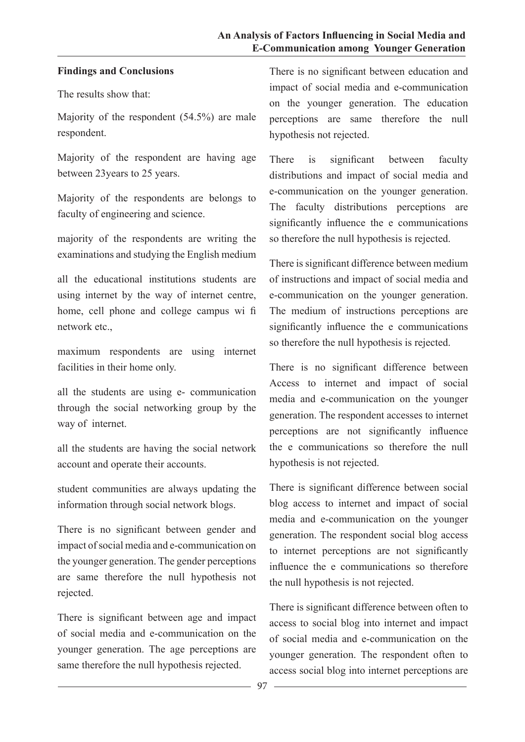## Findings and Conclusions

The results show that:

Majority of the respondent (54.5%) are male respondent.

Majority of the respondent are having age between 23years to 25 years.

Majority of the respondents are belongs to faculty of engineering and science.

majority of the respondents are writing the examinations and studying the English medium

all the educational institutions students are using internet by the way of internet centre, home, cell phone and college campus wi fi network etc.,

maximum respondents are using internet facilities in their home only.

all the students are using e- communication through the social networking group by the way of internet.

all the students are having the social network account and operate their accounts.

student communities are always updating the information through social network blogs.

There is no significant between gender and impact of social media and e-communication on the younger generation. The gender perceptions are same therefore the null hypothesis not rejected.

There is significant between age and impact of social media and e-communication on the younger generation. The age perceptions are same therefore the null hypothesis rejected.

There is no significant between education and impact of social media and e-communication on the younger generation. The education perceptions are same therefore the null hypothesis not rejected.

There is significant between faculty distributions and impact of social media and e-communication on the younger generation. The faculty distributions perceptions are significantly influence the e communications so therefore the null hypothesis is rejected.

There is significant difference between medium of instructions and impact of social media and e-communication on the younger generation. The medium of instructions perceptions are significantly influence the e communications so therefore the null hypothesis is rejected.

There is no significant difference between Access to internet and impact of social media and e-communication on the younger generation. The respondent accesses to internet perceptions are not significantly influence the e communications so therefore the null hypothesis is not rejected.

There is significant difference between social blog access to internet and impact of social media and e-communication on the younger generation. The respondent social blog access to internet perceptions are not significantly influence the e communications so therefore the null hypothesis is not rejected.

There is significant difference between often to access to social blog into internet and impact of social media and e-communication on the younger generation. The respondent often to access social blog into internet perceptions are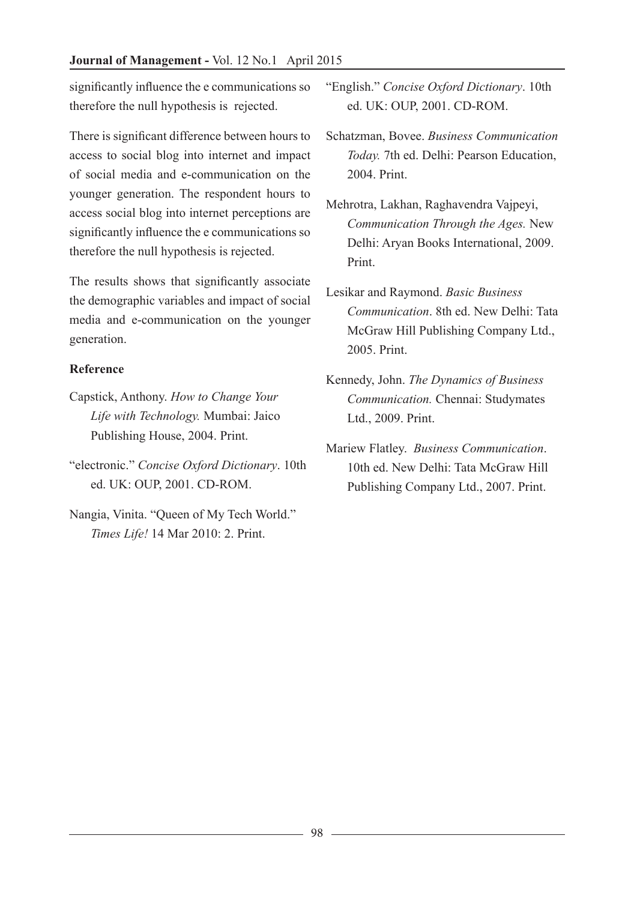significantly influence the e communications so therefore the null hypothesis is rejected.

There is significant difference between hours to access to social blog into internet and impact of social media and e-communication on the younger generation. The respondent hours to access social blog into internet perceptions are significantly influence the e communications so therefore the null hypothesis is rejected.

The results shows that significantly associate the demographic variables and impact of social media and e-communication on the younger generation.

**Reference**

Capstick, Anthony. *How to Change Your Life with Technology.* Mumbai: Jaico Publishing House, 2004. Print.

"electronic." *Concise Oxford Dictionary*. 10th ed. UK: OUP, 2001. CD-ROM.

Nangia, Vinita. "Queen of My Tech World." *Times Life!* 14 Mar 2010: 2. Print.

"English." *Concise Oxford Dictionary*. 10th ed. UK: OUP, 2001. CD-ROM.

Schatzman, Bovee. *Business Communication Today.* 7th ed. Delhi: Pearson Education, 2004. Print.

Mehrotra, Lakhan, Raghavendra Vajpeyi, *Communication Through the Ages.* New Delhi: Aryan Books International, 2009. Print.

Lesikar and Raymond. *Basic Business Communication*. 8th ed. New Delhi: Tata McGraw Hill Publishing Company Ltd., 2005. Print.

Kennedy, John. *The Dynamics of Business Communication.* Chennai: Studymates Ltd., 2009. Print.

Mariew Flatley. *Business Communication*. 10th ed. New Delhi: Tata McGraw Hill Publishing Company Ltd., 2007. Print.